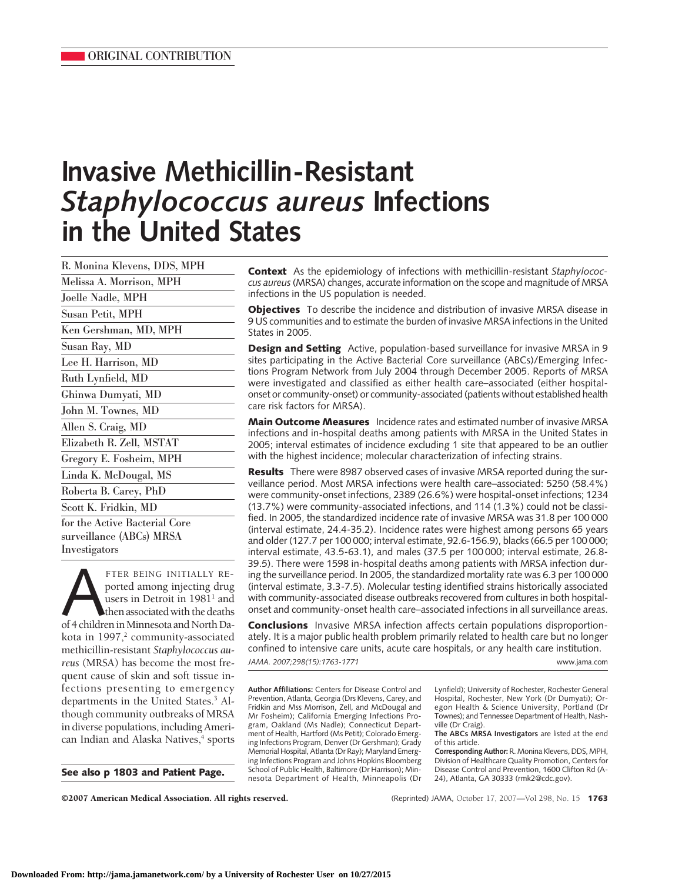ORIGINAL CONTRIBUTION

# Invasive Methicillin-Resistant *Staphylococcus aureus* Infections in the United States

R. Monina Klevens, DDS, MPH
Melissa A. Morrison, MPH
Joelle Nadle, MPH
Susan Petit, MPH
Ken Gershman, MD, MPH
Susan Ray, MD
Lee H. Harrison, MD
Ruth Lynfield, MD
Ghinwa Dumyati, MD
John M. Townes, MD
Allen S. Craig, MD
Elizabeth R. Zell, MSTAT
Gregory E. Fosheim, MPH
Linda K. McDougal, MS
Roberta B. Carey, PhD
Scott K. Fridkin, MD
for the Active Bacterial Core surveillance (ABCs) MRSA Investigators

**Context** As the epidemiology of infections with methicillin-resistant *Staphylococcus aureus* (MRSA) changes, accurate information on the scope and magnitude of MRSA infections in the US population is needed.

**Objectives** To describe the incidence and distribution of invasive MRSA disease in 9 US communities and to estimate the burden of invasive MRSA infections in the United States in 2005.

**Design and Setting** Active, population-based surveillance for invasive MRSA in 9 sites participating in the Active Bacterial Core surveillance (ABCs)/Emerging Infections Program Network from July 2004 through December 2005. Reports of MRSA were investigated and classified as either health care–associated (either hospital-onset or community-onset) or community-associated (patients without established health care risk factors for MRSA).

**Main Outcome Measures** Incidence rates and estimated number of invasive MRSA infections and in-hospital deaths among patients with MRSA in the United States in 2005; interval estimates of incidence excluding 1 site that appeared to be an outlier with the highest incidence; molecular characterization of infecting strains.

**Results** There were 8987 observed cases of invasive MRSA reported during the surveillance period. Most MRSA infections were health care–associated: 5250 (58.4%) were community-onset infections, 2389 (26.6%) were hospital-onset infections; 1234 (13.7%) were community-associated infections, and 114 (1.3%) could not be classified. In 2005, the standardized incidence rate of invasive MRSA was 31.8 per 100 000 (interval estimate, 24.4-35.2). Incidence rates were highest among persons 65 years and older (127.7 per 100 000; interval estimate, 92.6-156.9), blacks (66.5 per 100 000; interval estimate, 43.5-63.1), and males (37.5 per 100 000; interval estimate, 26.8-39.5). There were 1598 in-hospital deaths among patients with MRSA infection during the surveillance period. In 2005, the standardized mortality rate was 6.3 per 100 000 (interval estimate, 3.3-7.5). Molecular testing identified strains historically associated with community-associated disease outbreaks recovered from cultures in both hospital-onset and community-onset health care–associated infections in all surveillance areas.

**Conclusions** Invasive MRSA infection affects certain populations disproportionately. It is a major public health problem primarily related to health care but no longer confined to intensive care units, acute care hospitals, or any health care institution.

*JAMA. 2007;298(15):1763-1771* www.jama.com

After being initially reported among injecting drug users in Detroit in 1981[1] and then associated with the deaths of 4 children in Minnesota and North Dakota in 1997,[2] community-associated methicillin-resistant *Staphylococcus aureus* (MRSA) has become the most frequent cause of skin and soft tissue infections presenting to emergency departments in the United States.[3] Although community outbreaks of MRSA in diverse populations, including American Indian and Alaska Natives,[4] sports

**See also p 1803 and Patient Page.**

**Author Affiliations:** Centers for Disease Control and Prevention, Atlanta, Georgia (Drs Klevens, Carey, and Fridkin and Mss Morrison, Zell, and McDougal and Mr Fosheim); California Emerging Infections Program, Oakland (Ms Nadle); Connecticut Department of Health, Hartford (Ms Petit); Colorado Emerging Infections Program, Denver (Dr Gershman); Grady Memorial Hospital, Atlanta (Dr Ray); Maryland Emerging Infections Program and Johns Hopkins Bloomberg School of Public Health, Baltimore (Dr Harrison); Minnesota Department of Health, Minneapolis (Dr Lynfield); University of Rochester, Rochester General Hospital, Rochester, New York (Dr Dumyati); Oregon Health & Science University, Portland (Dr Townes); and Tennessee Department of Health, Nashville (Dr Craig).

**The ABCs MRSA Investigators** are listed at the end of this article.

**Corresponding Author:** R. Monina Klevens, DDS, MPH, Division of Healthcare Quality Promotion, Centers for Disease Control and Prevention, 1600 Clifton Rd (A-24), Atlanta, GA 30333 (rmk2@cdc.gov).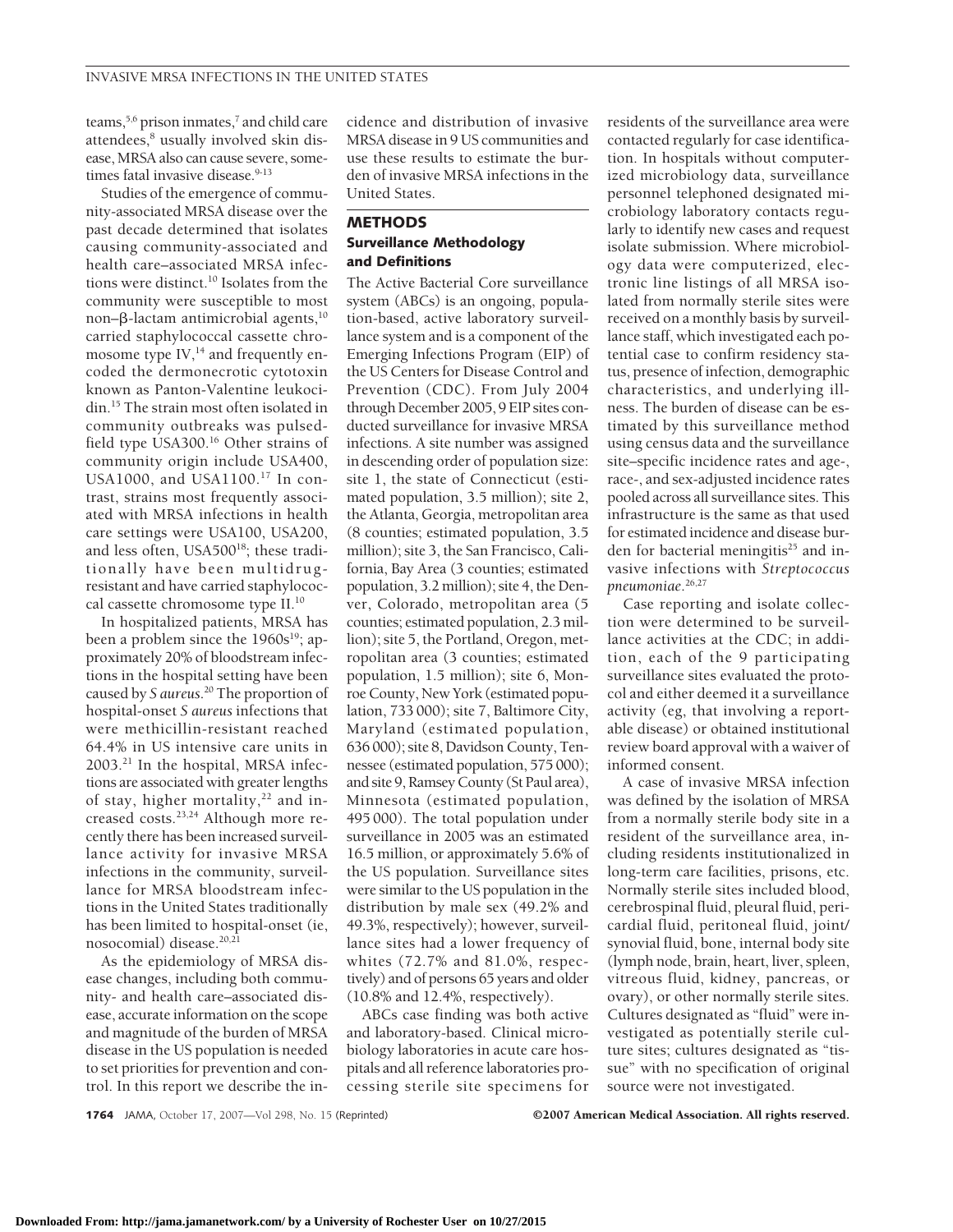teams,[5,6] prison inmates,[7] and child care attendees,[8] usually involved skin disease, MRSA also can cause severe, sometimes fatal invasive disease.[9-13]

Studies of the emergence of community-associated MRSA disease over the past decade determined that isolates causing community-associated and health care–associated MRSA infections were distinct.[10] Isolates from the community were susceptible to most non–β-lactam antimicrobial agents,[10] carried staphylococcal cassette chromosome type IV,[14] and frequently encoded the dermonecrotic cytotoxin known as Panton-Valentine leukocidin.[15] The strain most often isolated in community outbreaks was pulsed-field type USA300.[16] Other strains of community origin include USA400, USA1000, and USA1100.[17] In contrast, strains most frequently associated with MRSA infections in health care settings were USA100, USA200, and less often, USA500[18]; these traditionally have been multidrug-resistant and have carried staphylococcal cassette chromosome type II.[10]

In hospitalized patients, MRSA has been a problem since the 1960s[19]; approximately 20% of bloodstream infections in the hospital setting have been caused by *S aureus*.[20] The proportion of hospital-onset *S aureus* infections that were methicillin-resistant reached 64.4% in US intensive care units in 2003.[21] In the hospital, MRSA infections are associated with greater lengths of stay, higher mortality,[22] and increased costs.[23,24] Although more recently there has been increased surveillance activity for invasive MRSA infections in the community, surveillance for MRSA bloodstream infections in the United States traditionally has been limited to hospital-onset (ie, nosocomial) disease.[20,21]

As the epidemiology of MRSA disease changes, including both community- and health care–associated disease, accurate information on the scope and magnitude of the burden of MRSA disease in the US population is needed to set priorities for prevention and control. In this report we describe the incidence and distribution of invasive MRSA disease in 9 US communities and use these results to estimate the burden of invasive MRSA infections in the United States.

## METHODS

### Surveillance Methodology and Definitions

The Active Bacterial Core surveillance system (ABCs) is an ongoing, population-based, active laboratory surveillance system and is a component of the Emerging Infections Program (EIP) of the US Centers for Disease Control and Prevention (CDC). From July 2004 through December 2005, 9 EIP sites conducted surveillance for invasive MRSA infections. A site number was assigned in descending order of population size: site 1, the state of Connecticut (estimated population, 3.5 million); site 2, the Atlanta, Georgia, metropolitan area (8 counties; estimated population, 3.5 million); site 3, the San Francisco, California, Bay Area (3 counties; estimated population, 3.2 million); site 4, the Denver, Colorado, metropolitan area (5 counties; estimated population, 2.3 million); site 5, the Portland, Oregon, metropolitan area (3 counties; estimated population, 1.5 million); site 6, Monroe County, New York (estimated population, 733 000); site 7, Baltimore City, Maryland (estimated population, 636 000); site 8, Davidson County, Tennessee (estimated population, 575 000); and site 9, Ramsey County (St Paul area), Minnesota (estimated population, 495 000). The total population under surveillance in 2005 was an estimated 16.5 million, or approximately 5.6% of the US population. Surveillance sites were similar to the US population in the distribution by male sex (49.2% and 49.3%, respectively); however, surveillance sites had a lower frequency of whites (72.7% and 81.0%, respectively) and of persons 65 years and older (10.8% and 12.4%, respectively).

ABCs case finding was both active and laboratory-based. Clinical microbiology laboratories in acute care hospitals and all reference laboratories processing sterile site specimens for residents of the surveillance area were contacted regularly for case identification. In hospitals without computerized microbiology data, surveillance personnel telephoned designated microbiology laboratory contacts regularly to identify new cases and request isolate submission. Where microbiology data were computerized, electronic line listings of all MRSA isolated from normally sterile sites were received on a monthly basis by surveillance staff, which investigated each potential case to confirm residency status, presence of infection, demographic characteristics, and underlying illness. The burden of disease can be estimated by this surveillance method using census data and the surveillance site–specific incidence rates and age-, race-, and sex-adjusted incidence rates pooled across all surveillance sites. This infrastructure is the same as that used for estimated incidence and disease burden for bacterial meningitis[25] and invasive infections with *Streptococcus pneumoniae*.[26,27]

Case reporting and isolate collection were determined to be surveillance activities at the CDC; in addition, each of the 9 participating surveillance sites evaluated the protocol and either deemed it a surveillance activity (eg, that involving a reportable disease) or obtained institutional review board approval with a waiver of informed consent.

A case of invasive MRSA infection was defined by the isolation of MRSA from a normally sterile body site in a resident of the surveillance area, including residents institutionalized in long-term care facilities, prisons, etc. Normally sterile sites included blood, cerebrospinal fluid, pleural fluid, pericardial fluid, peritoneal fluid, joint/synovial fluid, bone, internal body site (lymph node, brain, heart, liver, spleen, vitreous fluid, kidney, pancreas, or ovary), or other normally sterile sites. Cultures designated as "fluid" were investigated as potentially sterile culture sites; cultures designated as "tissue" with no specification of original source were not investigated.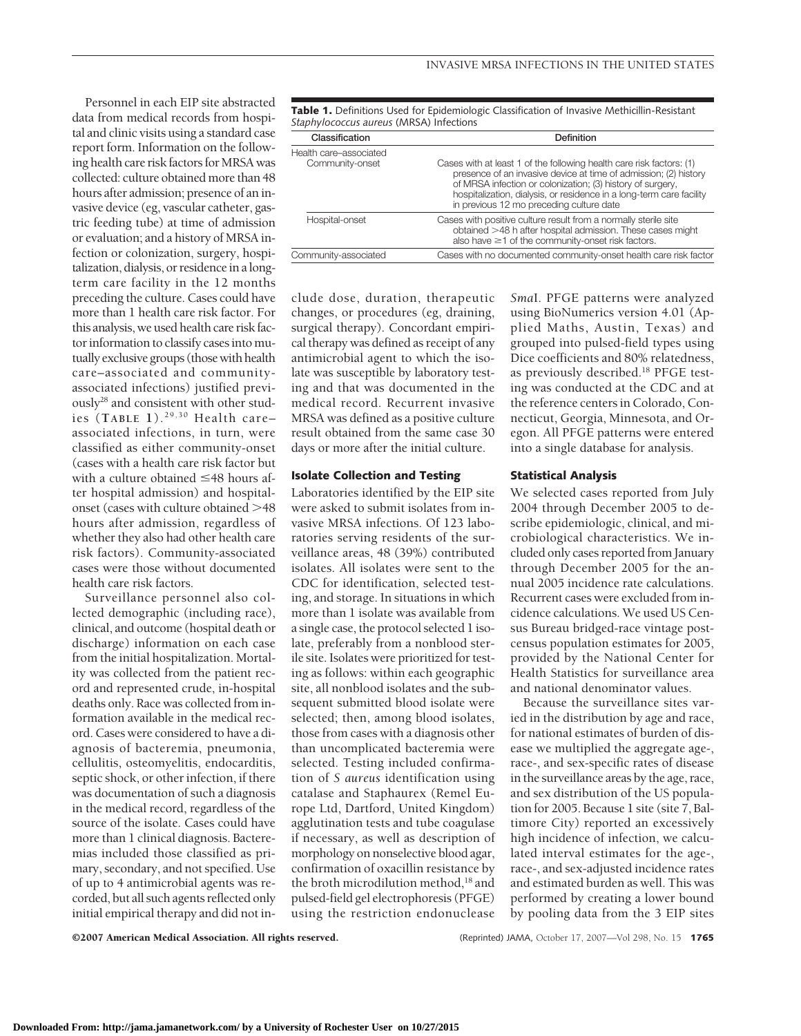Personnel in each EIP site abstracted data from medical records from hospital and clinic visits using a standard case report form. Information on the following health care risk factors for MRSA was collected: culture obtained more than 48 hours after admission; presence of an invasive device (eg, vascular catheter, gastric feeding tube) at time of admission or evaluation; and a history of MRSA infection or colonization, surgery, hospitalization, dialysis, or residence in a long-term care facility in the 12 months preceding the culture. Cases could have more than 1 health care risk factor. For this analysis, we used health care risk factor information to classify cases into mutually exclusive groups (those with health care–associated and community-associated infections) justified previously[28] and consistent with other studies (TABLE 1).[29,30] Health care–associated infections, in turn, were classified as either community-onset (cases with a health care risk factor but with a culture obtained ≤48 hours after hospital admission) and hospital-onset (cases with culture obtained >48 hours after admission, regardless of whether they also had other health care risk factors). Community-associated cases were those without documented health care risk factors.

**Table 1.** Definitions Used for Epidemiologic Classification of Invasive Methicillin-Resistant *Staphylococcus aureus* (MRSA) Infections

| Classification | Definition |
|---|---|
| Health care–associated | |
| Community-onset | Cases with at least 1 of the following health care risk factors: (1) presence of an invasive device at time of admission; (2) history of MRSA infection or colonization; (3) history of surgery, hospitalization, dialysis, or residence in a long-term care facility in previous 12 mo preceding culture date |
| Hospital-onset | Cases with positive culture result from a normally sterile site obtained >48 h after hospital admission. These cases might also have ≥1 of the community-onset risk factors. |
| Community-associated | Cases with no documented community-onset health care risk factor |

Surveillance personnel also collected demographic (including race), clinical, and outcome (hospital death or discharge) information on each case from the initial hospitalization. Mortality was collected from the patient record and represented crude, in-hospital deaths only. Race was collected from information available in the medical record. Cases were considered to have a diagnosis of bacteremia, pneumonia, cellulitis, osteomyelitis, endocarditis, septic shock, or other infection, if there was documentation of such a diagnosis in the medical record, regardless of the source of the isolate. Cases could have more than 1 clinical diagnosis. Bacteremias included those classified as primary, secondary, and not specified. Use of up to 4 antimicrobial agents was recorded, but all such agents reflected only initial empirical therapy and did not include dose, duration, therapeutic changes, or procedures (eg, draining, surgical therapy). Concordant empirical therapy was defined as receipt of any antimicrobial agent to which the isolate was susceptible by laboratory testing and that was documented in the medical record. Recurrent invasive MRSA was defined as a positive culture result obtained from the same case 30 days or more after the initial culture.

### Isolate Collection and Testing

Laboratories identified by the EIP site were asked to submit isolates from invasive MRSA infections. Of 123 laboratories serving residents of the surveillance areas, 48 (39%) contributed isolates. All isolates were sent to the CDC for identification, selected testing, and storage. In situations in which more than 1 isolate was available from a single case, the protocol selected 1 isolate, preferably from a nonblood sterile site. Isolates were prioritized for testing as follows: within each geographic site, all nonblood isolates and the subsequent submitted blood isolate were selected; then, among blood isolates, those from cases with a diagnosis other than uncomplicated bacteremia were selected. Testing included confirmation of *S aureus* identification using catalase and Staphaurex (Remel Europe Ltd, Dartford, United Kingdom) agglutination tests and tube coagulase if necessary, as well as description of morphology on nonselective blood agar, confirmation of oxacillin resistance by the broth microdilution method,[18] and pulsed-field gel electrophoresis (PFGE) using the restriction endonuclease *Sma*I. PFGE patterns were analyzed using BioNumerics version 4.01 (Applied Maths, Austin, Texas) and grouped into pulsed-field types using Dice coefficients and 80% relatedness, as previously described.[18] PFGE testing was conducted at the CDC and at the reference centers in Colorado, Connecticut, Georgia, Minnesota, and Oregon. All PFGE patterns were entered into a single database for analysis.

### Statistical Analysis

We selected cases reported from July 2004 through December 2005 to describe epidemiologic, clinical, and microbiological characteristics. We included only cases reported from January through December 2005 for the annual 2005 incidence rate calculations. Recurrent cases were excluded from incidence calculations. We used US Census Bureau bridged-race vintage postcensus population estimates for 2005, provided by the National Center for Health Statistics for surveillance area and national denominator values.

Because the surveillance sites varied in the distribution by age and race, for national estimates of burden of disease we multiplied the aggregate age-, race-, and sex-specific rates of disease in the surveillance areas by the age, race, and sex distribution of the US population for 2005. Because 1 site (site 7, Baltimore City) reported an excessively high incidence of infection, we calculated interval estimates for the age-, race-, and sex-adjusted incidence rates and estimated burden as well. This was performed by creating a lower bound by pooling data from the 3 EIP sites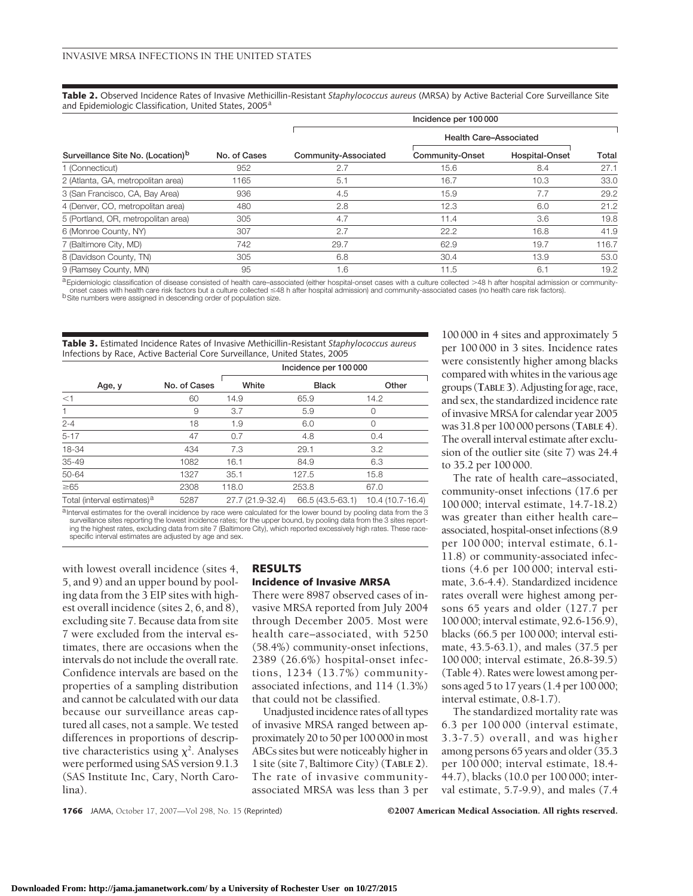**Table 2.** Observed Incidence Rates of Invasive Methicillin-Resistant *Staphylococcus aureus* (MRSA) by Active Bacterial Core Surveillance Site and Epidemiologic Classification, United States, 2005[a]

| | | Incidence per 100 000 | | | |
|---|---|---|---|---|---|
| | | | Health Care–Associated | | |
| Surveillance Site No. (Location)[b] | No. of Cases | Community-Associated | Community-Onset | Hospital-Onset | Total |
| 1 (Connecticut) | 952 | 2.7 | 15.6 | 8.4 | 27.1 |
| 2 (Atlanta, GA, metropolitan area) | 1165 | 5.1 | 16.7 | 10.3 | 33.0 |
| 3 (San Francisco, CA, Bay Area) | 936 | 4.5 | 15.9 | 7.7 | 29.2 |
| 4 (Denver, CO, metropolitan area) | 480 | 2.8 | 12.3 | 6.0 | 21.2 |
| 5 (Portland, OR, metropolitan area) | 305 | 4.7 | 11.4 | 3.6 | 19.8 |
| 6 (Monroe County, NY) | 307 | 2.7 | 22.2 | 16.8 | 41.9 |
| 7 (Baltimore City, MD) | 742 | 29.7 | 62.9 | 19.7 | 116.7 |
| 8 (Davidson County, TN) | 305 | 6.8 | 30.4 | 13.9 | 53.0 |
| 9 (Ramsey County, MN) | 95 | 1.6 | 11.5 | 6.1 | 19.2 |

[a] Epidemiologic classification of disease consisted of health care–associated (either hospital-onset cases with a culture collected >48 h after hospital admission or community-onset cases with health care risk factors but a culture collected ≤48 h after hospital admission) and community-associated cases (no health care risk factors).
[b] Site numbers were assigned in descending order of population size.

**Table 3.** Estimated Incidence Rates of Invasive Methicillin-Resistant *Staphylococcus aureus* Infections by Race, Active Bacterial Core Surveillance, United States, 2005

| | | Incidence per 100 000 | | |
|---|---|---|---|---|
| Age, y | No. of Cases | White | Black | Other |
| <1 | 60 | 14.9 | 65.9 | 14.2 |
| 1 | 9 | 3.7 | 5.9 | 0 |
| 2-4 | 18 | 1.9 | 6.0 | 0 |
| 5-17 | 47 | 0.7 | 4.8 | 0.4 |
| 18-34 | 434 | 7.3 | 29.1 | 3.2 |
| 35-49 | 1082 | 16.1 | 84.9 | 6.3 |
| 50-64 | 1327 | 35.1 | 127.5 | 15.8 |
| ≥65 | 2308 | 118.0 | 253.8 | 67.0 |
| Total (interval estimates)[a] | 5287 | 27.7 (21.9-32.4) | 66.5 (43.5-63.1) | 10.4 (10.7-16.4) |

[a] Interval estimates for the overall incidence by race were calculated for the lower bound by pooling data from the 3 surveillance sites reporting the lowest incidence rates; for the upper bound, by pooling data from the 3 sites reporting the highest rates, excluding data from site 7 (Baltimore City), which reported excessively high rates. These race-specific interval estimates are adjusted by age and sex.

with lowest overall incidence (sites 4, 5, and 9) and an upper bound by pooling data from the 3 EIP sites with highest overall incidence (sites 2, 6, and 8), excluding site 7. Because data from site 7 were excluded from the interval estimates, there are occasions when the intervals do not include the overall rate. Confidence intervals are based on the properties of a sampling distribution and cannot be calculated with our data because our surveillance areas captured all cases, not a sample. We tested differences in proportions of descriptive characteristics using $\chi^2$. Analyses were performed using SAS version 9.1.3 (SAS Institute Inc, Cary, North Carolina).

## RESULTS

### Incidence of Invasive MRSA

There were 8987 observed cases of invasive MRSA reported from July 2004 through December 2005. Most were health care–associated, with 5250 (58.4%) community-onset infections, 2389 (26.6%) hospital-onset infections, 1234 (13.7%) community-associated infections, and 114 (1.3%) that could not be classified.

Unadjusted incidence rates of all types of invasive MRSA ranged between approximately 20 to 50 per 100 000 in most ABCs sites but were noticeably higher in 1 site (site 7, Baltimore City) (**TABLE 2**). The rate of invasive community-associated MRSA was less than 3 per 100 000 in 4 sites and approximately 5 per 100 000 in 3 sites. Incidence rates were consistently higher among blacks compared with whites in the various age groups (**TABLE 3**). Adjusting for age, race, and sex, the standardized incidence rate of invasive MRSA for calendar year 2005 was 31.8 per 100 000 persons (**TABLE 4**). The overall interval estimate after exclusion of the outlier site (site 7) was 24.4 to 35.2 per 100 000.

The rate of health care–associated, community-onset infections (17.6 per 100 000; interval estimate, 14.7-18.2) was greater than either health care–associated, hospital-onset infections (8.9 per 100 000; interval estimate, 6.1-11.8) or community-associated infections (4.6 per 100 000; interval estimate, 3.6-4.4). Standardized incidence rates overall were highest among persons 65 years and older (127.7 per 100 000; interval estimate, 92.6-156.9), blacks (66.5 per 100 000; interval estimate, 43.5-63.1), and males (37.5 per 100 000; interval estimate, 26.8-39.5) (Table 4). Rates were lowest among persons aged 5 to 17 years (1.4 per 100 000; interval estimate, 0.8-1.7).

The standardized mortality rate was 6.3 per 100 000 (interval estimate, 3.3-7.5) overall, and was higher among persons 65 years and older (35.3 per 100 000; interval estimate, 18.4-44.7), blacks (10.0 per 100 000; interval estimate, 5.7-9.9), and males (7.4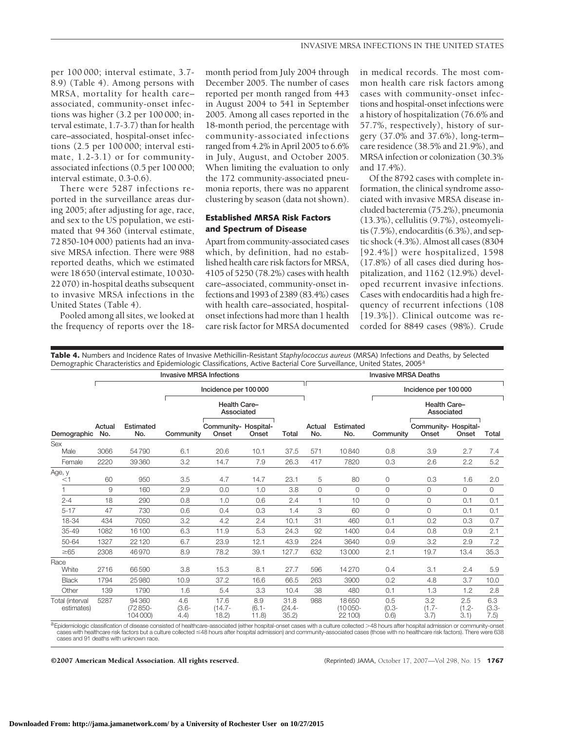per 100 000; interval estimate, 3.7-8.9) (Table 4). Among persons with MRSA, mortality for health care–associated, community-onset infections was higher (3.2 per 100 000; interval estimate, 1.7-3.7) than for health care–associated, hospital-onset infections (2.5 per 100 000; interval estimate, 1.2-3.1) or for community-associated infections (0.5 per 100 000; interval estimate, 0.3-0.6).

There were 5287 infections reported in the surveillance areas during 2005; after adjusting for age, race, and sex to the US population, we estimated that 94 360 (interval estimate, 72 850-104 000) patients had an invasive MRSA infection. There were 988 reported deaths, which we estimated were 18 650 (interval estimate, 10 030-22 070) in-hospital deaths subsequent to invasive MRSA infections in the United States (Table 4).

Pooled among all sites, we looked at the frequency of reports over the 18-month period from July 2004 through December 2005. The number of cases reported per month ranged from 443 in August 2004 to 541 in September 2005. Among all cases reported in the 18-month period, the percentage with community-associated infections ranged from 4.2% in April 2005 to 6.6% in July, August, and October 2005. When limiting the evaluation to only the 172 community-associated pneumonia reports, there was no apparent clustering by season (data not shown).

### Established MRSA Risk Factors and Spectrum of Disease

Apart from community-associated cases which, by definition, had no established health care risk factors for MRSA, 4105 of 5250 (78.2%) cases with health care–associated, community-onset infections and 1993 of 2389 (83.4%) cases with health care–associated, hospital-onset infections had more than 1 health care risk factor for MRSA documented in medical records. The most common health care risk factors among cases with community-onset infections and hospital-onset infections were a history of hospitalization (76.6% and 57.7%, respectively), history of surgery (37.0% and 37.6%), long-term–care residence (38.5% and 21.9%), and MRSA infection or colonization (30.3% and 17.4%).

Of the 8792 cases with complete information, the clinical syndrome associated with invasive MRSA disease included bacteremia (75.2%), pneumonia (13.3%), cellulitis (9.7%), osteomyelitis (7.5%), endocarditis (6.3%), and septic shock (4.3%). Almost all cases (8304 [92.4%]) were hospitalized, 1598 (17.8%) of all cases died during hospitalization, and 1162 (12.9%) developed recurrent invasive infections. Cases with endocarditis had a high frequency of recurrent infections (108 [19.3%]). Clinical outcome was recorded for 8849 cases (98%). Crude

**Table 4.** Numbers and Incidence Rates of Invasive Methicillin-Resistant *Staphylococcus aureus* (MRSA) Infections and Deaths, by Selected Demographic Characteristics and Epidemiologic Classifications, Active Bacterial Core Surveillance, United States, 2005[a]

| | Invasive MRSA Infections | | | | | | Invasive MRSA Deaths | | | | | |
|---|---|---|---|---|---|---|---|---|---|---|---|---|
| | | | Incidence per 100 000 | | | | | | Incidence per 100 000 | | | |
| | | | | Health Care–Associated | | | | | | Health Care–Associated | | |
| Demographic | Actual No. | Estimated No. | Community | Community-Onset | Hospital-Onset | Total | Actual No. | Estimated No. | Community | Community-Onset | Hospital-Onset | Total |
| **Sex** | | | | | | | | | | | | |
| Male | 3066 | 54 790 | 6.1 | 20.6 | 10.1 | 37.5 | 571 | 10 840 | 0.8 | 3.9 | 2.7 | 7.4 |
| Female | 2220 | 39 360 | 3.2 | 14.7 | 7.9 | 26.3 | 417 | 7820 | 0.3 | 2.6 | 2.2 | 5.2 |
| **Age, y** | | | | | | | | | | | | |
| <1 | 60 | 950 | 3.5 | 4.7 | 14.7 | 23.1 | 5 | 80 | 0 | 0.3 | 1.6 | 2.0 |
| 1 | 9 | 160 | 2.9 | 0.0 | 1.0 | 3.8 | 0 | 0 | 0 | 0 | 0 | 0 |
| 2-4 | 18 | 290 | 0.8 | 1.0 | 0.6 | 2.4 | 1 | 10 | 0 | 0 | 0.1 | 0.1 |
| 5-17 | 47 | 730 | 0.6 | 0.4 | 0.3 | 1.4 | 3 | 60 | 0 | 0 | 0.1 | 0.1 |
| 18-34 | 434 | 7050 | 3.2 | 4.2 | 2.4 | 10.1 | 31 | 460 | 0.1 | 0.2 | 0.3 | 0.7 |
| 35-49 | 1082 | 16 100 | 6.3 | 11.9 | 5.3 | 24.3 | 92 | 1400 | 0.4 | 0.8 | 0.9 | 2.1 |
| 50-64 | 1327 | 22 120 | 6.7 | 23.9 | 12.1 | 43.9 | 224 | 3640 | 0.9 | 3.2 | 2.9 | 7.2 |
| ≥65 | 2308 | 46 970 | 8.9 | 78.2 | 39.1 | 127.7 | 632 | 13 000 | 2.1 | 19.7 | 13.4 | 35.3 |
| **Race** | | | | | | | | | | | | |
| White | 2716 | 66 590 | 3.8 | 15.3 | 8.1 | 27.7 | 596 | 14 270 | 0.4 | 3.1 | 2.4 | 5.9 |
| Black | 1794 | 25 980 | 10.9 | 37.2 | 16.6 | 66.5 | 263 | 3900 | 0.2 | 4.8 | 3.7 | 10.0 |
| Other | 139 | 1790 | 1.6 | 5.4 | 3.3 | 10.4 | 38 | 480 | 0.1 | 1.3 | 1.2 | 2.8 |
| Total (interval estimates) | 5287 | 94 360 (72 850-104 000) | 4.6 (3.6-4.4) | 17.6 (14.7-18.2) | 8.9 (6.1-11.8) | 31.8 (24.4-35.2) | 988 | 18 650 (10 050-22 100) | 0.5 (0.3-0.6) | 3.2 (1.7-3.7) | 2.5 (1.2-3.1) | 6.3 (3.3-7.5) |

[a]Epidemiologic classification of disease consisted of healthcare-associated (either hospital-onset cases with a culture collected >48 hours after hospital admission or community-onset cases with healthcare risk factors but a culture collected ≤48 hours after hospital admission) and community-associated cases (those with no healthcare risk factors). There were 638 cases and 91 deaths with unknown race.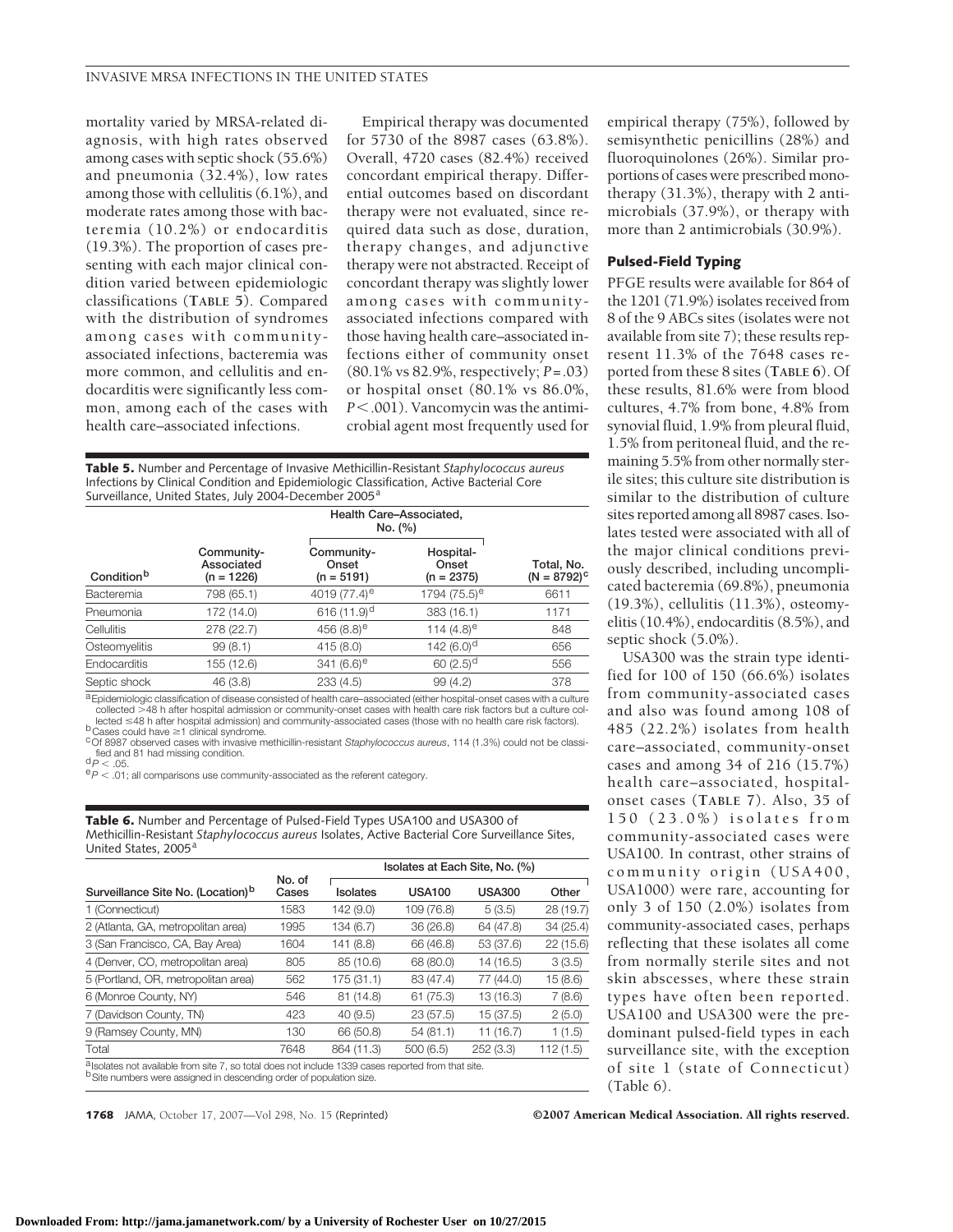mortality varied by MRSA-related diagnosis, with high rates observed among cases with septic shock (55.6%) and pneumonia (32.4%), low rates among those with cellulitis (6.1%), and moderate rates among those with bacteremia (10.2%) or endocarditis (19.3%). The proportion of cases presenting with each major clinical condition varied between epidemiologic classifications (TABLE 5). Compared with the distribution of syndromes among cases with community-associated infections, bacteremia was more common, and cellulitis and endocarditis were significantly less common, among each of the cases with health care–associated infections.

Empirical therapy was documented for 5730 of the 8987 cases (63.8%). Overall, 4720 cases (82.4%) received concordant empirical therapy. Differential outcomes based on discordant therapy were not evaluated, since required data such as dose, duration, therapy changes, and adjunctive therapy were not abstracted. Receipt of concordant therapy was slightly lower among cases with community-associated infections compared with those having health care–associated infections either of community onset (80.1% vs 82.9%, respectively; $P = .03$) or hospital onset (80.1% vs 86.0%, $P < .001$). Vancomycin was the antimicrobial agent most frequently used for empirical therapy (75%), followed by semisynthetic penicillins (28%) and fluoroquinolones (26%). Similar proportions of cases were prescribed monotherapy (31.3%), therapy with 2 antimicrobials (37.9%), or therapy with more than 2 antimicrobials (30.9%).

**Table 5.** Number and Percentage of Invasive Methicillin-Resistant *Staphylococcus aureus* Infections by Clinical Condition and Epidemiologic Classification, Active Bacterial Core Surveillance, United States, July 2004-December 2005[a]

| | | Health Care–Associated, No. (%) | | |
|---|---|---|---|---|
| Condition[b] | Community-Associated (n = 1226) | Community-Onset (n = 5191) | Hospital-Onset (n = 2375) | Total, No. (N = 8792)[c] |
| Bacteremia | 798 (65.1) | 4019 (77.4)[e] | 1794 (75.5)[e] | 6611 |
| Pneumonia | 172 (14.0) | 616 (11.9)[d] | 383 (16.1) | 1171 |
| Cellulitis | 278 (22.7) | 456 (8.8)[e] | 114 (4.8)[e] | 848 |
| Osteomyelitis | 99 (8.1) | 415 (8.0) | 142 (6.0)[d] | 656 |
| Endocarditis | 155 (12.6) | 341 (6.6)[e] | 60 (2.5)[d] | 556 |
| Septic shock | 46 (3.8) | 233 (4.5) | 99 (4.2) | 378 |

[a] Epidemiologic classification of disease consisted of health care–associated (either hospital-onset cases with a culture collected >48 h after hospital admission or community-onset cases with health care risk factors but a culture collected ≤48 h after hospital admission) and community-associated cases (those with no health care risk factors).
[b] Cases could have ≥1 clinical syndrome.
[c] Of 8987 observed cases with invasive methicillin-resistant *Staphylococcus aureus*, 114 (1.3%) could not be classified and 81 had missing condition.
[d] $P < .05$.
[e] $P < .01$; all comparisons use community-associated as the referent category.

## Pulsed-Field Typing

PFGE results were available for 864 of the 1201 (71.9%) isolates received from 8 of the 9 ABCs sites (isolates were not available from site 7); these results represent 11.3% of the 7648 cases reported from these 8 sites (TABLE 6). Of these results, 81.6% were from blood cultures, 4.7% from bone, 4.8% from synovial fluid, 1.9% from pleural fluid, 1.5% from peritoneal fluid, and the remaining 5.5% from other normally sterile sites; this culture site distribution is similar to the distribution of culture sites reported among all 8987 cases. Isolates tested were associated with all of the major clinical conditions previously described, including uncomplicated bacteremia (69.8%), pneumonia (19.3%), cellulitis (11.3%), osteomyelitis (10.4%), endocarditis (8.5%), and septic shock (5.0%).

USA300 was the strain type identified for 100 of 150 (66.6%) isolates from community-associated cases and also was found among 108 of 485 (22.2%) isolates from health care–associated, community-onset cases and among 34 of 216 (15.7%) health care–associated, hospital-onset cases (TABLE 7). Also, 35 of 150 (23.0%) isolates from community-associated cases were USA100. In contrast, other strains of community origin (USA400, USA1000) were rare, accounting for only 3 of 150 (2.0%) isolates from community-associated cases, perhaps reflecting that these isolates all come from normally sterile sites and not skin abscesses, where these strain types have often been reported. USA100 and USA300 were the predominant pulsed-field types in each surveillance site, with the exception of site 1 (state of Connecticut) (Table 6).

**Table 6.** Number and Percentage of Pulsed-Field Types USA100 and USA300 of Methicillin-Resistant *Staphylococcus aureus* Isolates, Active Bacterial Core Surveillance Sites, United States, 2005[a]

| | | Isolates at Each Site, No. (%) | | | |
|---|---|---|---|---|---|
| Surveillance Site No. (Location)[b] | No. of Cases | Isolates | USA100 | USA300 | Other |
| 1 (Connecticut) | 1583 | 142 (9.0) | 109 (76.8) | 5 (3.5) | 28 (19.7) |
| 2 (Atlanta, GA, metropolitan area) | 1995 | 134 (6.7) | 36 (26.8) | 64 (47.8) | 34 (25.4) |
| 3 (San Francisco, CA, Bay Area) | 1604 | 141 (8.8) | 66 (46.8) | 53 (37.6) | 22 (15.6) |
| 4 (Denver, CO, metropolitan area) | 805 | 85 (10.6) | 68 (80.0) | 14 (16.5) | 3 (3.5) |
| 5 (Portland, OR, metropolitan area) | 562 | 175 (31.1) | 83 (47.4) | 77 (44.0) | 15 (8.6) |
| 6 (Monroe County, NY) | 546 | 81 (14.8) | 61 (75.3) | 13 (16.3) | 7 (8.6) |
| 7 (Davidson County, TN) | 423 | 40 (9.5) | 23 (57.5) | 15 (37.5) | 2 (5.0) |
| 9 (Ramsey County, MN) | 130 | 66 (50.8) | 54 (81.1) | 11 (16.7) | 1 (1.5) |
| Total | 7648 | 864 (11.3) | 500 (6.5) | 252 (3.3) | 112 (1.5) |

[a] Isolates not available from site 7, so total does not include 1339 cases reported from that site.
[b] Site numbers were assigned in descending order of population size.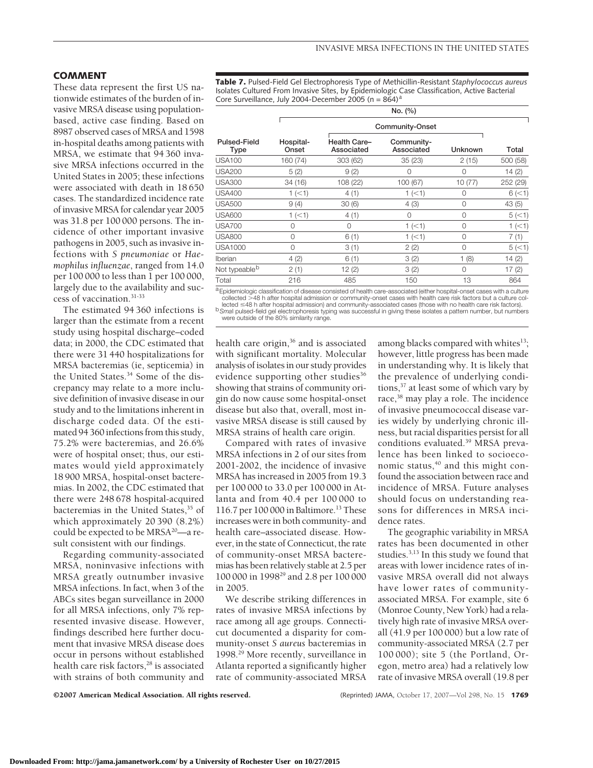## COMMENT

These data represent the first US nationwide estimates of the burden of invasive MRSA disease using population-based, active case finding. Based on 8987 observed cases of MRSA and 1598 in-hospital deaths among patients with MRSA, we estimate that 94 360 invasive MRSA infections occurred in the United States in 2005; these infections were associated with death in 18 650 cases. The standardized incidence rate of invasive MRSA for calendar year 2005 was 31.8 per 100 000 persons. The incidence of other important invasive pathogens in 2005, such as invasive infections with *S pneumoniae* or *Haemophilus influenzae*, ranged from 14.0 per 100 000 to less than 1 per 100 000, largely due to the availability and success of vaccination.[31-33]

The estimated 94 360 infections is larger than the estimate from a recent study using hospital discharge–coded data; in 2000, the CDC estimated that there were 31 440 hospitalizations for MRSA bacteremias (ie, septicemia) in the United States.[34] Some of the discrepancy may relate to a more inclusive definition of invasive disease in our study and to the limitations inherent in discharge coded data. Of the estimated 94 360 infections from this study, 75.2% were bacteremias, and 26.6% were of hospital onset; thus, our estimates would yield approximately 18 900 MRSA, hospital-onset bacteremias. In 2002, the CDC estimated that there were 248 678 hospital-acquired bacteremias in the United States,[35] of which approximately 20 390 (8.2%) could be expected to be MRSA[20]—a result consistent with our findings.

Regarding community-associated MRSA, noninvasive infections with MRSA greatly outnumber invasive MRSA infections. In fact, when 3 of the ABCs sites began surveillance in 2000 for all MRSA infections, only 7% represented invasive disease. However, findings described here further document that invasive MRSA disease does occur in persons without established health care risk factors,[28] is associated with strains of both community and health care origin,[36] and is associated with significant mortality. Molecular analysis of isolates in our study provides evidence supporting other studies[36] showing that strains of community origin do now cause some hospital-onset disease but also that, overall, most invasive MRSA disease is still caused by MRSA strains of health care origin.

Compared with rates of invasive MRSA infections in 2 of our sites from 2001-2002, the incidence of invasive MRSA has increased in 2005 from 19.3 per 100 000 to 33.0 per 100 000 in Atlanta and from 40.4 per 100 000 to 116.7 per 100 000 in Baltimore.[13] These increases were in both community- and health care–associated disease. However, in the state of Connecticut, the rate of community-onset MRSA bacteremias has been relatively stable at 2.5 per 100 000 in 1998[29] and 2.8 per 100 000 in 2005.

We describe striking differences in rates of invasive MRSA infections by race among all age groups. Connecticut documented a disparity for community-onset *S aureus* bacteremias in 1998.[29] More recently, surveillance in Atlanta reported a significantly higher rate of community-associated MRSA among blacks compared with whites[13]; however, little progress has been made in understanding why. It is likely that the prevalence of underlying conditions,[37] at least some of which vary by race,[38] may play a role. The incidence of invasive pneumococcal disease varies widely by underlying chronic illness, but racial disparities persist for all conditions evaluated.[39] MRSA prevalence has been linked to socioeconomic status,[40] and this might confound the association between race and incidence of MRSA. Future analyses should focus on understanding reasons for differences in MRSA incidence rates.

The geographic variability in MRSA rates has been documented in other studies.[3,13] In this study we found that areas with lower incidence rates of invasive MRSA overall did not always have lower rates of community-associated MRSA. For example, site 6 (Monroe County, New York) had a relatively high rate of invasive MRSA overall (41.9 per 100 000) but a low rate of community-associated MRSA (2.7 per 100 000); site 5 (the Portland, Oregon, metro area) had a relatively low rate of invasive MRSA overall (19.8 per

**Table 7.** Pulsed-Field Gel Electrophoresis Type of Methicillin-Resistant *Staphylococcus aureus* Isolates Cultured From Invasive Sites, by Epidemiologic Case Classification, Active Bacterial Core Surveillance, July 2004-December 2005 (n = 864)[a]

| | No. (%) | | | | |
|---|---|---|---|---|---|
| | | Community-Onset | | | |
| Pulsed-Field Type | Hospital-Onset | Health Care–Associated | Community-Associated | Unknown | Total |
| USA100 | 160 (74) | 303 (62) | 35 (23) | 2 (15) | 500 (58) |
| USA200 | 5 (2) | 9 (2) | 0 | 0 | 14 (2) |
| USA300 | 34 (16) | 108 (22) | 100 (67) | 10 (77) | 252 (29) |
| USA400 | 1 (<1) | 4 (1) | 1 (<1) | 0 | 6 (<1) |
| USA500 | 9 (4) | 30 (6) | 4 (3) | 0 | 43 (5) |
| USA600 | 1 (<1) | 4 (1) | 0 | 0 | 5 (<1) |
| USA700 | 0 | 0 | 1 (<1) | 0 | 1 (<1) |
| USA800 | 0 | 6 (1) | 1 (<1) | 0 | 7 (1) |
| USA1000 | 0 | 3 (1) | 2 (2) | 0 | 5 (<1) |
| Iberian | 4 (2) | 6 (1) | 3 (2) | 1 (8) | 14 (2) |
| Not typeable[b] | 2 (1) | 12 (2) | 3 (2) | 0 | 17 (2) |
| Total | 216 | 485 | 150 | 13 | 864 |

[a] Epidemiologic classification of disease consisted of health care-associated (either hospital-onset cases with a culture collected >48 h after hospital admission or community-onset cases with health care risk factors but a culture collected ≤48 h after hospital admission) and community-associated cases (those with no health care risk factors).
[b] *Sma*I pulsed-field gel electrophoresis typing was successful in giving these isolates a pattern number, but numbers were outside of the 80% similarity range.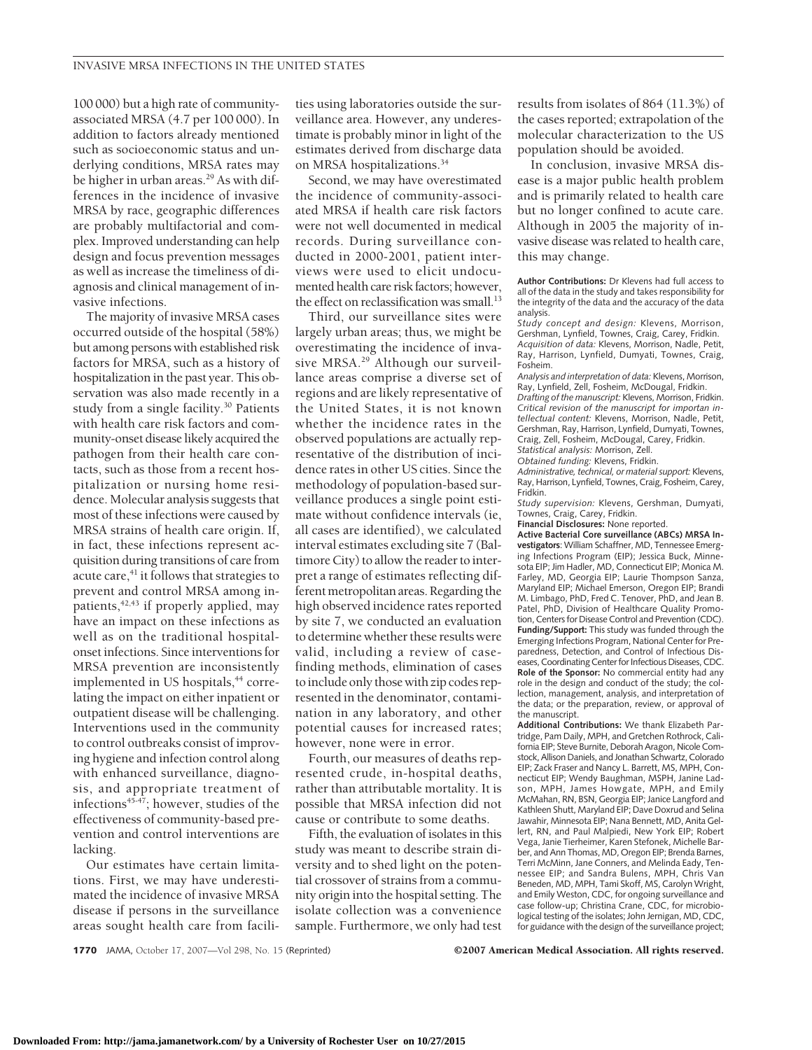100 000) but a high rate of community-associated MRSA (4.7 per 100 000). In addition to factors already mentioned such as socioeconomic status and underlying conditions, MRSA rates may be higher in urban areas.[29] As with differences in the incidence of invasive MRSA by race, geographic differences are probably multifactorial and complex. Improved understanding can help design and focus prevention messages as well as increase the timeliness of diagnosis and clinical management of invasive infections.

The majority of invasive MRSA cases occurred outside of the hospital (58%) but among persons with established risk factors for MRSA, such as a history of hospitalization in the past year. This observation was also made recently in a study from a single facility.[30] Patients with health care risk factors and community-onset disease likely acquired the pathogen from their health care contacts, such as those from a recent hospitalization or nursing home residence. Molecular analysis suggests that most of these infections were caused by MRSA strains of health care origin. If, in fact, these infections represent acquisition during transitions of care from acute care,[41] it follows that strategies to prevent and control MRSA among inpatients,[42,43] if properly applied, may have an impact on these infections as well as on the traditional hospital-onset infections. Since interventions for MRSA prevention are inconsistently implemented in US hospitals,[44] correlating the impact on either inpatient or outpatient disease will be challenging. Interventions used in the community to control outbreaks consist of improving hygiene and infection control along with enhanced surveillance, diagnosis, and appropriate treatment of infections[45-47]; however, studies of the effectiveness of community-based prevention and control interventions are lacking.

Our estimates have certain limitations. First, we may have underestimated the incidence of invasive MRSA disease if persons in the surveillance areas sought health care from facilities using laboratories outside the surveillance area. However, any underestimate is probably minor in light of the estimates derived from discharge data on MRSA hospitalizations.[34]

Second, we may have overestimated the incidence of community-associated MRSA if health care risk factors were not well documented in medical records. During surveillance conducted in 2000-2001, patient interviews were used to elicit undocumented health care risk factors; however, the effect on reclassification was small.[13]

Third, our surveillance sites were largely urban areas; thus, we might be overestimating the incidence of invasive MRSA.[29] Although our surveillance areas comprise a diverse set of regions and are likely representative of the United States, it is not known whether the incidence rates in the observed populations are actually representative of the distribution of incidence rates in other US cities. Since the methodology of population-based surveillance produces a single point estimate without confidence intervals (ie, all cases are identified), we calculated interval estimates excluding site 7 (Baltimore City) to allow the reader to interpret a range of estimates reflecting different metropolitan areas. Regarding the high observed incidence rates reported by site 7, we conducted an evaluation to determine whether these results were valid, including a review of case-finding methods, elimination of cases to include only those with zip codes represented in the denominator, contamination in any laboratory, and other potential causes for increased rates; however, none were in error.

Fourth, our measures of deaths represented crude, in-hospital deaths, rather than attributable mortality. It is possible that MRSA infection did not cause or contribute to some deaths.

Fifth, the evaluation of isolates in this study was meant to describe strain diversity and to shed light on the potential crossover of strains from a community origin into the hospital setting. The isolate collection was a convenience sample. Furthermore, we only had test results from isolates of 864 (11.3%) of the cases reported; extrapolation of the molecular characterization to the US population should be avoided.

In conclusion, invasive MRSA disease is a major public health problem and is primarily related to health care but no longer confined to acute care. Although in 2005 the majority of invasive disease was related to health care, this may change.

**Author Contributions:** Dr Klevens had full access to all of the data in the study and takes responsibility for the integrity of the data and the accuracy of the data analysis.
*Study concept and design:* Klevens, Morrison, Gershman, Lynfield, Townes, Craig, Carey, Fridkin.
*Acquisition of data:* Klevens, Morrison, Nadle, Petit, Ray, Harrison, Lynfield, Dumyati, Townes, Craig, Fosheim.
*Analysis and interpretation of data:* Klevens, Morrison, Ray, Lynfield, Zell, Fosheim, McDougal, Fridkin.
*Drafting of the manuscript:* Klevens, Morrison, Fridkin.
*Critical revision of the manuscript for importan intellectual content:* Klevens, Morrison, Nadle, Petit, Gershman, Ray, Harrison, Lynfield, Dumyati, Townes, Craig, Zell, Fosheim, McDougal, Carey, Fridkin.
*Statistical analysis:* Morrison, Zell.
*Obtained funding:* Klevens, Fridkin.
*Administrative, technical, or material support:* Klevens, Ray, Harrison, Lynfield, Townes, Craig, Fosheim, Carey, Fridkin.
*Study supervision:* Klevens, Gershman, Dumyati, Townes, Craig, Carey, Fridkin.
**Financial Disclosures:** None reported.
**Active Bacterial Core surveillance (ABCs) MRSA Investigators**: William Schaffner, MD, Tennessee Emerging Infections Program (EIP); Jessica Buck, Minnesota EIP; Jim Hadler, MD, Connecticut EIP; Monica M. Farley, MD, Georgia EIP; Laurie Thompson Sanza, Maryland EIP; Michael Emerson, Oregon EIP; Brandi M. Limbago, PhD, Fred C. Tenover, PhD, and Jean B. Patel, PhD, Division of Healthcare Quality Promotion, Centers for Disease Control and Prevention (CDC).
**Funding/Support:** This study was funded through the Emerging Infections Program, National Center for Preparedness, Detection, and Control of Infectious Diseases, Coordinating Center for Infectious Diseases, CDC.
**Role of the Sponsor:** No commercial entity had any role in the design and conduct of the study; the collection, management, analysis, and interpretation of the data; or the preparation, review, or approval of the manuscript.
**Additional Contributions:** We thank Elizabeth Partridge, Pam Daily, MPH, and Gretchen Rothrock, California EIP; Steve Burnite, Deborah Aragon, Nicole Comstock, Allison Daniels, and Jonathan Schwartz, Colorado EIP; Zack Fraser and Nancy L. Barrett, MS, MPH, Connecticut EIP; Wendy Baughman, MSPH, Janine Ladson, MPH, James Howgate, MPH, and Emily McMahan, RN, BSN, Georgia EIP; Janice Langford and Kathleen Shutt, Maryland EIP; Dave Doxrud and Selina Jawahir, Minnesota EIP; Nana Bennett, MD, Anita Gellert, RN, and Paul Malpiedi, New York EIP; Robert Vega, Janie Tierheimer, Karen Stefonek, Michelle Barber, and Ann Thomas, MD, Oregon EIP; Brenda Barnes, Terri McMinn, Jane Conners, and Melinda Eady, Tennessee EIP; and Sandra Bulens, MPH, Chris Van Beneden, MD, MPH, Tami Skoff, MS, Carolyn Wright, and Emily Weston, CDC, for ongoing surveillance and case follow-up; Christina Crane, CDC, for microbiological testing of the isolates; John Jernigan, MD, CDC, for guidance with the design of the surveillance project;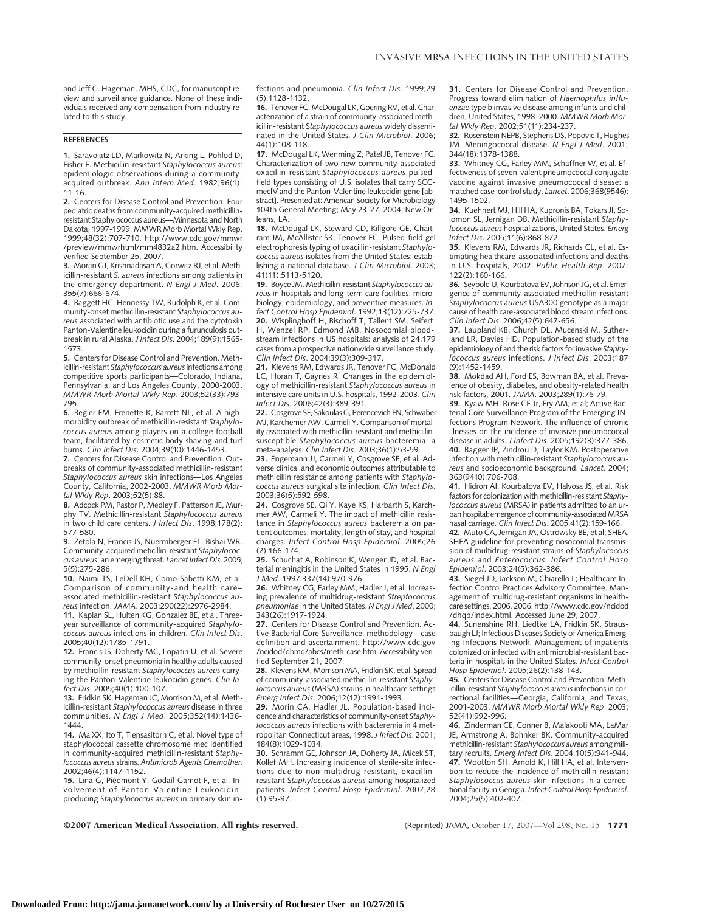and Jeff C. Hageman, MHS, CDC, for manuscript review and surveillance guidance. None of these individuals received any compensation from industry related to this study.

## REFERENCES

1. Saravolatz LD, Markowitz N, Arking L, Pohlod D, Fisher E. Methicillin-resistant *Staphylococcus aureus*: epidemiologic observations during a community-acquired outbreak. *Ann Intern Med*. 1982;96(1):11-16.

2. Centers for Disease Control and Prevention. Four pediatric deaths from community-acquired methicillin-resistant Staphylococcus aureus—Minnesota and North Dakota, 1997-1999. MMWR Morb Mortal Wkly Rep. 1999;48(32):707-710. http://www.cdc.gov/mmwr/preview/mmwrhtml/mm4832a2.htm. Accessibility verified September 25, 2007.

3. Moran GJ, Krishnadasan A, Gorwitz RJ, et al. Methicillin-resistant *S. aureus* infections among patients in the emergency department. *N Engl J Med*. 2006;355(7):666-674.

4. Baggett HC, Hennessy TW, Rudolph K, et al. Community-onset methicillin-resistant *Staphylococcus aureus* associated with antibiotic use and the cytotoxin Panton-Valentine leukocidin during a furunculosis outbreak in rural Alaska. *J Infect Dis*. 2004;189(9):1565-1573.

5. Centers for Disease Control and Prevention. Methicillin-resistant *Staphylococcus aureus* infections among competitive sports participants—Colorado, Indiana, Pennsylvania, and Los Angeles County, 2000-2003. *MMWR Morb Mortal Wkly Rep*. 2003;52(33):793-795.

6. Begier EM, Frenette K, Barrett NL, et al. A high-morbidity outbreak of methicillin-resistant *Staphylococcus aureus* among players on a college football team, facilitated by cosmetic body shaving and turf burns. *Clin Infect Dis*. 2004;39(10):1446-1453.

7. Centers for Disease Control and Prevention. Outbreaks of community-associated methicillin-resistant *Staphylococcus aureus* skin infections—Los Angeles County, California, 2002-2003. *MMWR Morb Mortal Wkly Rep*. 2003;52(5):88.

8. Adcock PM, Pastor P, Medley F, Patterson JE, Murphy TV. Methicillin-resistant *Staphylococcus aureus* in two child care centers. *J Infect Dis*. 1998;178(2):577-580.

9. Zetola N, Francis JS, Nuermberger EL, Bishai WR. Community-acquired meticillin-resistant *Staphylococcus aureus*: an emerging threat. *Lancet Infect Dis*. 2005;5(5):275-286.

10. Naimi TS, LeDell KH, Como-Sabetti KM, et al. Comparison of community- and health care–associated methicillin-resistant *Staphylococcus aureus* infection. *JAMA*. 2003;290(22):2976-2984.

11. Kaplan SL, Hulten KG, Gonzalez BE, et al. Three-year surveillance of community-acquired *Staphylococcus aureus* infections in children. *Clin Infect Dis*. 2005;40(12):1785-1791.

12. Francis JS, Doherty MC, Lopatin U, et al. Severe community-onset pneumonia in healthy adults caused by methicillin-resistant *Staphylococcus aureus* carrying the Panton-Valentine leukocidin genes. *Clin Infect Dis*. 2005;40(1):100-107.

13. Fridkin SK, Hageman JC, Morrison M, et al. Methicillin-resistant *Staphylococcus aureus* disease in three communities. *N Engl J Med*. 2005;352(14):1436-1444.

14. Ma XX, Ito T, Tiensasitorn C, et al. Novel type of staphylococcal cassette chromosome mec identified in community-acquired methicillin-resistant *Staphylococcus aureus* strains. *Antimicrob Agents Chemother*. 2002;46(4):1147-1152.

15. Lina G, Piédmont Y, Godaîl-Gamot F, et al. Involvement of Panton-Valentine Leukocidin-producing *Staphylococcus aureus* in primary skin infections and pneumonia. *Clin Infect Dis*. 1999;29(5):1128-1132.

16. Tenover FC, McDougal LK, Goering RV, et al. Characterization of a strain of community-associated methicillin-resistant *Staphylococcus aureus* widely disseminated in the United States. *J Clin Microbiol*. 2006;44(1):108-118.

17. McDougal LK, Wenming Z, Patel JB, Tenover FC. Characterization of two new community-associated oxacillin-resistant *Staphylococcus aureus* pulsed-field types consisting of U.S. isolates that carry SCCmecIV and the Panton-Valentine leukocidin gene [abstract]. Presented at: American Society for Microbiology 104th General Meeting; May 23-27, 2004; New Orleans, LA.

18. McDougal LK, Steward CD, Killgore GE, Chaitram JM, McAllister SK, Tenover FC. Pulsed-field gel electrophoresis typing of oxacillin-resistant *Staphylococcus aureus* isolates from the United States: establishing a national database. *J Clin Microbiol*. 2003;41(11):5113-5120.

19. Boyce JM. Methicillin-resistant *Staphylococcus aureus* in hospitals and long-term care facilities: microbiology, epidemiology, and preventive measures. *Infect Control Hosp Epidemiol*. 1992;13(12):725-737.

20. Wisplinghoff H, Bischoff T, Tallent SM, Seifert H, Wenzel RP, Edmond MB. Nosocomial bloodstream infections in US hospitals: analysis of 24,179 cases from a prospective nationwide surveillance study. *Clin Infect Dis*. 2004;39(3):309-317.

21. Klevens RM, Edwards JR, Tenover FC, McDonald LC, Horan T, Gaynes R. Changes in the epidemiology of methicillin-resistant *Staphylococcus aureus* in intensive care units in U.S. hospitals, 1992-2003. *Clin Infect Dis*. 2006;42(3):389-391.

22. Cosgrove SE, Sakoulas G, Perencevich EN, Schwaber MJ, Karchemer AW, Carmeli Y. Comparison of mortality associated with methicillin-resistant and methicillin-susceptible *Staphylococcus aureus* bacteremia: a meta-analysis. *Clin Infect Dis*. 2003;36(1):53-59.

23. Engemann JJ, Carmeli Y, Cosgrove SE, et al. Adverse clinical and economic outcomes attributable to methicillin resistance among patients with *Staphylococcus aureus* surgical site infection. *Clin Infect Dis*. 2003;36(5):592-598.

24. Cosgrove SE, Qi Y, Kaye KS, Harbarth S, Karchmer AW, Carmeli Y. The impact of methicillin resistance in *Staphylococcus aureus* bacteremia on patient outcomes: mortality, length of stay, and hospital charges. *Infect Control Hosp Epidemiol*. 2005;26(2):166-174.

25. Schuchat A, Robinson K, Wenger JD, et al. Bacterial meningitis in the United States in 1995. *N Engl J Med*. 1997;337(14):970-976.

26. Whitney CG, Farley MM, Hadler J, et al. Increasing prevalence of multidrug-resistant *Streptococcus pneumoniae* in the United States. *N Engl J Med*. 2000;343(26):1917-1924.

27. Centers for Disease Control and Prevention. Active Bacterial Core Surveillance: methodology—case definition and ascertainment. http://www.cdc.gov/ncidod/dbmd/abcs/meth-case.htm. Accessibility verified September 21, 2007.

28. Klevens RM, Morrison MA, Fridkin SK, et al. Spread of community-associated methicillin-resistant *Staphylococcus aureus* (MRSA) strains in healthcare settings *Emerg Infect Dis*. 2006;12(12):1991-1993.

29. Morin CA, Hadler JL. Population-based incidence and characteristics of community-onset *Staphylococcus aureus* infections with bacteremia in 4 metropolitan Connecticut areas, 1998. *J Infect Dis*. 2001;184(8):1029-1034.

30. Schramm GE, Johnson JA, Doherty JA, Micek ST, Kollef MH. Increasing incidence of sterile-site infections due to non-multidrug-resistant, oxacillin-resistant *Staphylococcus aureus* among hospitalized patients. *Infect Control Hosp Epidemiol*. 2007;28(1):95-97.

31. Centers for Disease Control and Prevention. Progress toward elimination of *Haemophilus influenzae* type b invasive disease among infants and children, United States, 1998–2000. *MMWR Morb Mortal Wkly Rep*. 2002;51(11):234-237.

32. Rosenstein NEPB, Stephens DS, Popovic T, Hughes JM. Meningococcal disease. *N Engl J Med*. 2001;344(18):1378-1388.

33. Whitney CG, Farley MM, Schaffner W, et al. Effectiveness of seven-valent pneumococcal conjugate vaccine against invasive pneumococcal disease: a matched case-control study. *Lancet*. 2006;368(9546):1495-1502.

34. Kuehnert MJ, Hill HA, Kupronis BA, Tokars JI, Solomon SL, Jernigan DB. Methicillin-resistant *Staphylococcus aureus* hospitalizations, United States. *Emerg Infect Dis*. 2005;11(6):868-872.

35. Klevens RM, Edwards JR, Richards CL, et al. Estimating healthcare-associated infections and deaths in U.S. hospitals, 2002. *Public Health Rep*. 2007;122(2):160-166.

36. Seybold U, Kourbatova EV, Johnson JG, et al. Emergence of community-associated methicillin-resistant *Staphylococcus aureus* USA300 genotype as a major cause of health care-associated blood stream infections. *Clin Infect Dis*. 2006;42(5):647-656.

37. Laupland KB, Church DL, Mucenski M, Sutherland LR, Davies HD. Population-based study of the epidemiology of and the risk factors for invasive *Staphylococcus aureus* infections. *J Infect Dis*. 2003;187(9):1452-1459.

38. Mokdad AH, Ford ES, Bowman BA, et al. Prevalence of obesity, diabetes, and obesity-related health risk factors, 2001. *JAMA*. 2003;289(1):76-79.

39. Kyaw MH, Rose CE Jr, Fry AM, et al; Active Bacterial Core Surveillance Program of the Emerging INfections Program Network. The influence of chronic illnesses on the incidence of invasive pneumococcal disease in adults. *J Infect Dis*. 2005;192(3):377-386.

40. Bagger JP, Zindrou D, Taylor KM. Postoperative infection with methicillin-resistant *Staphylococcus aureus* and socioeconomic background. *Lancet*. 2004;363(9410):706-708.

41. Hidron AI, Kourbatova EV, Halvosa JS, et al. Risk factors for colonization with methicillin-resistant *Staphylococcus aureus* (MRSA) in patients admitted to an urban hospital: emergence of community-associated MRSA nasal carriage. *Clin Infect Dis*. 2005;41(2):159-166.

42. Muto CA, Jernigan JA, Ostrowsky BE, et al; SHEA. SHEA guideline for preventing nosocomial transmission of multidrug-resistant strains of *Staphylococcus aureus* and *Enterococcus*. *Infect Control Hosp Epidemiol*. 2003;24(5):362-386.

43. Siegel JD, Jackson M, Chiarello L; Healthcare Infection Control Practices Advisory Committee. Management of multidrug-resistant organisms in healthcare settings, 2006. 2006. http://www.cdc.gov/ncidod/dhqp/index.html. Accessed June 29, 2007.

44. Sunenshine RH, Liedtke LA, Fridkin SK, Strausbaugh LJ; Infectious Diseases Society of America Emerging Infections Network. Management of inpatients colonized or infected with antimicrobial-resistant bacteria in hospitals in the United States. *Infect Control Hosp Epidemiol*. 2005;26(2):138-143.

45. Centers for Disease Control and Prevention. Methicillin-resistant *Staphylococcus aureus* infections in correctional facilities—Georgia, California, and Texas, 2001-2003. *MMWR Morb Mortal Wkly Rep*. 2003;52(41):992-996.

46. Zinderman CE, Conner B, Malakooti MA, LaMar JE, Armstrong A, Bohnker BK. Community-acquired methicillin-resistant *Staphylococcus aureus* among military recruits. *Emerg Infect Dis*. 2004;10(5):941-944.

47. Wootton SH, Arnold K, Hill HA, et al. Intervention to reduce the incidence of methicillin-resistant *Staphylococcus aureus* skin infections in a correctional facility in Georgia. *Infect Control Hosp Epidemiol*. 2004;25(5):402-407.